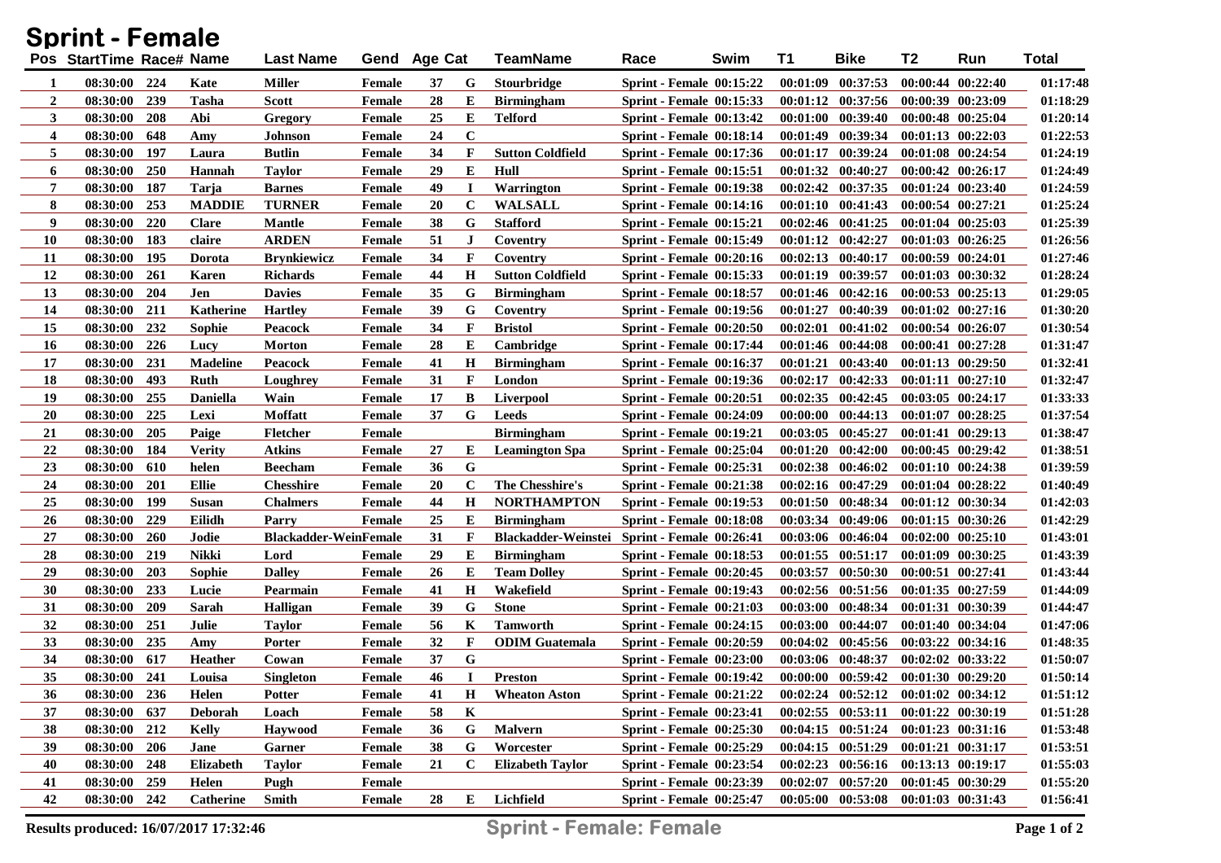# Sprint - Female

| Pos | StartTime | Race# | Name | Last Name | Gend | Age | Cat | TeamName | Race | Swim | T1 | Bike | T2 | Run | Total |
|---|---|---|---|---|---|---|---|---|---|---|---|---|---|---|---|
| 1 | 08:30:00 | 224 | Kate | Miller | Female | 37 | G | Stourbridge | Sprint - Female | 00:15:22 | 00:01:09 | 00:37:53 | 00:00:44 | 00:22:40 | 01:17:48 |
| 2 | 08:30:00 | 239 | Tasha | Scott | Female | 28 | E | Birmingham | Sprint - Female | 00:15:33 | 00:01:12 | 00:37:56 | 00:00:39 | 00:23:09 | 01:18:29 |
| 3 | 08:30:00 | 208 | Abi | Gregory | Female | 25 | E | Telford | Sprint - Female | 00:13:42 | 00:01:00 | 00:39:40 | 00:00:48 | 00:25:04 | 01:20:14 |
| 4 | 08:30:00 | 648 | Amy | Johnson | Female | 24 | C | | Sprint - Female | 00:18:14 | 00:01:49 | 00:39:34 | 00:01:13 | 00:22:03 | 01:22:53 |
| 5 | 08:30:00 | 197 | Laura | Butlin | Female | 34 | F | Sutton Coldfield | Sprint - Female | 00:17:36 | 00:01:17 | 00:39:24 | 00:01:08 | 00:24:54 | 01:24:19 |
| 6 | 08:30:00 | 250 | Hannah | Taylor | Female | 29 | E | Hull | Sprint - Female | 00:15:51 | 00:01:32 | 00:40:27 | 00:00:42 | 00:26:17 | 01:24:49 |
| 7 | 08:30:00 | 187 | Tarja | Barnes | Female | 49 | I | Warrington | Sprint - Female | 00:19:38 | 00:02:42 | 00:37:35 | 00:01:24 | 00:23:40 | 01:24:59 |
| 8 | 08:30:00 | 253 | MADDIE | TURNER | Female | 20 | C | WALSALL | Sprint - Female | 00:14:16 | 00:01:10 | 00:41:43 | 00:00:54 | 00:27:21 | 01:25:24 |
| 9 | 08:30:00 | 220 | Clare | Mantle | Female | 38 | G | Stafford | Sprint - Female | 00:15:21 | 00:02:46 | 00:41:25 | 00:01:04 | 00:25:03 | 01:25:39 |
| 10 | 08:30:00 | 183 | claire | ARDEN | Female | 51 | J | Coventry | Sprint - Female | 00:15:49 | 00:01:12 | 00:42:27 | 00:01:03 | 00:26:25 | 01:26:56 |
| 11 | 08:30:00 | 195 | Dorota | Brynkiewicz | Female | 34 | F | Coventry | Sprint - Female | 00:20:16 | 00:02:13 | 00:40:17 | 00:00:59 | 00:24:01 | 01:27:46 |
| 12 | 08:30:00 | 261 | Karen | Richards | Female | 44 | H | Sutton Coldfield | Sprint - Female | 00:15:33 | 00:01:19 | 00:39:57 | 00:01:03 | 00:30:32 | 01:28:24 |
| 13 | 08:30:00 | 204 | Jen | Davies | Female | 35 | G | Birmingham | Sprint - Female | 00:18:57 | 00:01:46 | 00:42:16 | 00:00:53 | 00:25:13 | 01:29:05 |
| 14 | 08:30:00 | 211 | Katherine | Hartley | Female | 39 | G | Coventry | Sprint - Female | 00:19:56 | 00:01:27 | 00:40:39 | 00:01:02 | 00:27:16 | 01:30:20 |
| 15 | 08:30:00 | 232 | Sophie | Peacock | Female | 34 | F | Bristol | Sprint - Female | 00:20:50 | 00:02:01 | 00:41:02 | 00:00:54 | 00:26:07 | 01:30:54 |
| 16 | 08:30:00 | 226 | Lucy | Morton | Female | 28 | E | Cambridge | Sprint - Female | 00:17:44 | 00:01:46 | 00:44:08 | 00:00:41 | 00:27:28 | 01:31:47 |
| 17 | 08:30:00 | 231 | Madeline | Peacock | Female | 41 | H | Birmingham | Sprint - Female | 00:16:37 | 00:01:21 | 00:43:40 | 00:01:13 | 00:29:50 | 01:32:41 |
| 18 | 08:30:00 | 493 | Ruth | Loughrey | Female | 31 | F | London | Sprint - Female | 00:19:36 | 00:02:17 | 00:42:33 | 00:01:11 | 00:27:10 | 01:32:47 |
| 19 | 08:30:00 | 255 | Daniella | Wain | Female | 17 | B | Liverpool | Sprint - Female | 00:20:51 | 00:02:35 | 00:42:45 | 00:03:05 | 00:24:17 | 01:33:33 |
| 20 | 08:30:00 | 225 | Lexi | Moffatt | Female | 37 | G | Leeds | Sprint - Female | 00:24:09 | 00:00:00 | 00:44:13 | 00:01:07 | 00:28:25 | 01:37:54 |
| 21 | 08:30:00 | 205 | Paige | Fletcher | Female | | | Birmingham | Sprint - Female | 00:19:21 | 00:03:05 | 00:45:27 | 00:01:41 | 00:29:13 | 01:38:47 |
| 22 | 08:30:00 | 184 | Verity | Atkins | Female | 27 | E | Leamington Spa | Sprint - Female | 00:25:04 | 00:01:20 | 00:42:00 | 00:00:45 | 00:29:42 | 01:38:51 |
| 23 | 08:30:00 | 610 | helen | Beecham | Female | 36 | G | | Sprint - Female | 00:25:31 | 00:02:38 | 00:46:02 | 00:01:10 | 00:24:38 | 01:39:59 |
| 24 | 08:30:00 | 201 | Ellie | Chesshire | Female | 20 | C | The Chesshire's | Sprint - Female | 00:21:38 | 00:02:16 | 00:47:29 | 00:01:04 | 00:28:22 | 01:40:49 |
| 25 | 08:30:00 | 199 | Susan | Chalmers | Female | 44 | H | NORTHAMPTON | Sprint - Female | 00:19:53 | 00:01:50 | 00:48:34 | 00:01:12 | 00:30:34 | 01:42:03 |
| 26 | 08:30:00 | 229 | Eilidh | Parry | Female | 25 | E | Birmingham | Sprint - Female | 00:18:08 | 00:03:34 | 00:49:06 | 00:01:15 | 00:30:26 | 01:42:29 |
| 27 | 08:30:00 | 260 | Jodie | Blackadder-Wein | Female | 31 | F | Blackadder-Weinstei | Sprint - Female | 00:26:41 | 00:03:06 | 00:46:04 | 00:02:00 | 00:25:10 | 01:43:01 |
| 28 | 08:30:00 | 219 | Nikki | Lord | Female | 29 | E | Birmingham | Sprint - Female | 00:18:53 | 00:01:55 | 00:51:17 | 00:01:09 | 00:30:25 | 01:43:39 |
| 29 | 08:30:00 | 203 | Sophie | Dalley | Female | 26 | E | Team Dolley | Sprint - Female | 00:20:45 | 00:03:57 | 00:50:30 | 00:00:51 | 00:27:41 | 01:43:44 |
| 30 | 08:30:00 | 233 | Lucie | Pearmain | Female | 41 | H | Wakefield | Sprint - Female | 00:19:43 | 00:02:56 | 00:51:56 | 00:01:35 | 00:27:59 | 01:44:09 |
| 31 | 08:30:00 | 209 | Sarah | Halligan | Female | 39 | G | Stone | Sprint - Female | 00:21:03 | 00:03:00 | 00:48:34 | 00:01:31 | 00:30:39 | 01:44:47 |
| 32 | 08:30:00 | 251 | Julie | Taylor | Female | 56 | K | Tamworth | Sprint - Female | 00:24:15 | 00:03:00 | 00:44:07 | 00:01:40 | 00:34:04 | 01:47:06 |
| 33 | 08:30:00 | 235 | Amy | Porter | Female | 32 | F | ODIM Guatemala | Sprint - Female | 00:20:59 | 00:04:02 | 00:45:56 | 00:03:22 | 00:34:16 | 01:48:35 |
| 34 | 08:30:00 | 617 | Heather | Cowan | Female | 37 | G | | Sprint - Female | 00:23:00 | 00:03:06 | 00:48:37 | 00:02:02 | 00:33:22 | 01:50:07 |
| 35 | 08:30:00 | 241 | Louisa | Singleton | Female | 46 | I | Preston | Sprint - Female | 00:19:42 | 00:00:00 | 00:59:42 | 00:01:30 | 00:29:20 | 01:50:14 |
| 36 | 08:30:00 | 236 | Helen | Potter | Female | 41 | H | Wheaton Aston | Sprint - Female | 00:21:22 | 00:02:24 | 00:52:12 | 00:01:02 | 00:34:12 | 01:51:12 |
| 37 | 08:30:00 | 637 | Deborah | Loach | Female | 58 | K | | Sprint - Female | 00:23:41 | 00:02:55 | 00:53:11 | 00:01:22 | 00:30:19 | 01:51:28 |
| 38 | 08:30:00 | 212 | Kelly | Haywood | Female | 36 | G | Malvern | Sprint - Female | 00:25:30 | 00:04:15 | 00:51:24 | 00:01:23 | 00:31:16 | 01:53:48 |
| 39 | 08:30:00 | 206 | Jane | Garner | Female | 38 | G | Worcester | Sprint - Female | 00:25:29 | 00:04:15 | 00:51:29 | 00:01:21 | 00:31:17 | 01:53:51 |
| 40 | 08:30:00 | 248 | Elizabeth | Taylor | Female | 21 | C | Elizabeth Taylor | Sprint - Female | 00:23:54 | 00:02:23 | 00:56:16 | 00:13:13 | 00:19:17 | 01:55:03 |
| 41 | 08:30:00 | 259 | Helen | Pugh | Female | | | | Sprint - Female | 00:23:39 | 00:02:07 | 00:57:20 | 00:01:45 | 00:30:29 | 01:55:20 |
| 42 | 08:30:00 | 242 | Catherine | Smith | Female | 28 | E | Lichfield | Sprint - Female | 00:25:47 | 00:05:00 | 00:53:08 | 00:01:03 | 00:31:43 | 01:56:41 |

Results produced: 16/07/2017 17:32:46

**Sprint - Female: Female**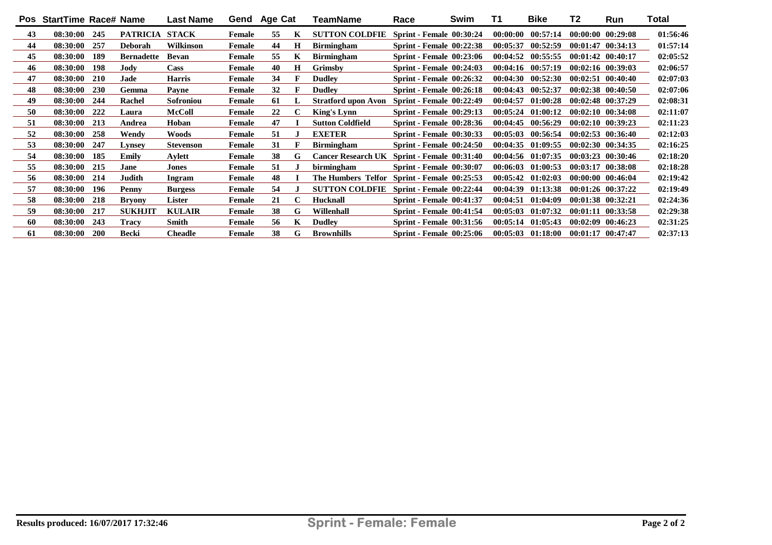| Pos | StartTime | Race# | Name | Last Name | Gend | Age | Cat | TeamName | Race | Swim | T1 | Bike | T2 | Run | Total |
|---|---|---|---|---|---|---|---|---|---|---|---|---|---|---|---|
| 43 | 08:30:00 | 245 | PATRICIA | STACK | Female | 55 | K | SUTTON COLDFIE | Sprint - Female | 00:30:24 | 00:00:00 | 00:57:14 | 00:00:00 | 00:29:08 | 01:56:46 |
| 44 | 08:30:00 | 257 | Deborah | Wilkinson | Female | 44 | H | Birmingham | Sprint - Female | 00:22:38 | 00:05:37 | 00:52:59 | 00:01:47 | 00:34:13 | 01:57:14 |
| 45 | 08:30:00 | 189 | Bernadette | Bevan | Female | 55 | K | Birmingham | Sprint - Female | 00:23:06 | 00:04:52 | 00:55:55 | 00:01:42 | 00:40:17 | 02:05:52 |
| 46 | 08:30:00 | 198 | Jody | Cass | Female | 40 | H | Grimsby | Sprint - Female | 00:24:03 | 00:04:16 | 00:57:19 | 00:02:16 | 00:39:03 | 02:06:57 |
| 47 | 08:30:00 | 210 | Jade | Harris | Female | 34 | F | Dudley | Sprint - Female | 00:26:32 | 00:04:30 | 00:52:30 | 00:02:51 | 00:40:40 | 02:07:03 |
| 48 | 08:30:00 | 230 | Gemma | Payne | Female | 32 | F | Dudley | Sprint - Female | 00:26:18 | 00:04:43 | 00:52:37 | 00:02:38 | 00:40:50 | 02:07:06 |
| 49 | 08:30:00 | 244 | Rachel | Sofroniou | Female | 61 | L | Stratford upon Avon | Sprint - Female | 00:22:49 | 00:04:57 | 01:00:28 | 00:02:48 | 00:37:29 | 02:08:31 |
| 50 | 08:30:00 | 222 | Laura | McColl | Female | 22 | C | King's Lynn | Sprint - Female | 00:29:13 | 00:05:24 | 01:00:12 | 00:02:10 | 00:34:08 | 02:11:07 |
| 51 | 08:30:00 | 213 | Andrea | Hoban | Female | 47 | I | Sutton Coldfield | Sprint - Female | 00:28:36 | 00:04:45 | 00:56:29 | 00:02:10 | 00:39:23 | 02:11:23 |
| 52 | 08:30:00 | 258 | Wendy | Woods | Female | 51 | J | EXETER | Sprint - Female | 00:30:33 | 00:05:03 | 00:56:54 | 00:02:53 | 00:36:40 | 02:12:03 |
| 53 | 08:30:00 | 247 | Lynsey | Stevenson | Female | 31 | F | Birmingham | Sprint - Female | 00:24:50 | 00:04:35 | 01:09:55 | 00:02:30 | 00:34:35 | 02:16:25 |
| 54 | 08:30:00 | 185 | Emily | Aylett | Female | 38 | G | Cancer Research UK | Sprint - Female | 00:31:40 | 00:04:56 | 01:07:35 | 00:03:23 | 00:30:46 | 02:18:20 |
| 55 | 08:30:00 | 215 | Jane | Jones | Female | 51 | J | birmingham | Sprint - Female | 00:30:07 | 00:06:03 | 01:00:53 | 00:03:17 | 00:38:08 | 02:18:28 |
| 56 | 08:30:00 | 214 | Judith | Ingram | Female | 48 | I | The Humbers Telfor | Sprint - Female | 00:25:53 | 00:05:42 | 01:02:03 | 00:00:00 | 00:46:04 | 02:19:42 |
| 57 | 08:30:00 | 196 | Penny | Burgess | Female | 54 | J | SUTTON COLDFIE | Sprint - Female | 00:22:44 | 00:04:39 | 01:13:38 | 00:01:26 | 00:37:22 | 02:19:49 |
| 58 | 08:30:00 | 218 | Bryony | Lister | Female | 21 | C | Hucknall | Sprint - Female | 00:41:37 | 00:04:51 | 01:04:09 | 00:01:38 | 00:32:21 | 02:24:36 |
| 59 | 08:30:00 | 217 | SUKHJIT | KULAIR | Female | 38 | G | Willenhall | Sprint - Female | 00:41:54 | 00:05:03 | 01:07:32 | 00:01:11 | 00:33:58 | 02:29:38 |
| 60 | 08:30:00 | 243 | Tracy | Smith | Female | 56 | K | Dudley | Sprint - Female | 00:31:56 | 00:05:14 | 01:05:43 | 00:02:09 | 00:46:23 | 02:31:25 |
| 61 | 08:30:00 | 200 | Becki | Cheadle | Female | 38 | G | Brownhills | Sprint - Female | 00:25:06 | 00:05:03 | 01:18:00 | 00:01:17 | 00:47:47 | 02:37:13 |

**Results produced: 16/07/2017 17:32:46**

**Sprint - Female: Female**